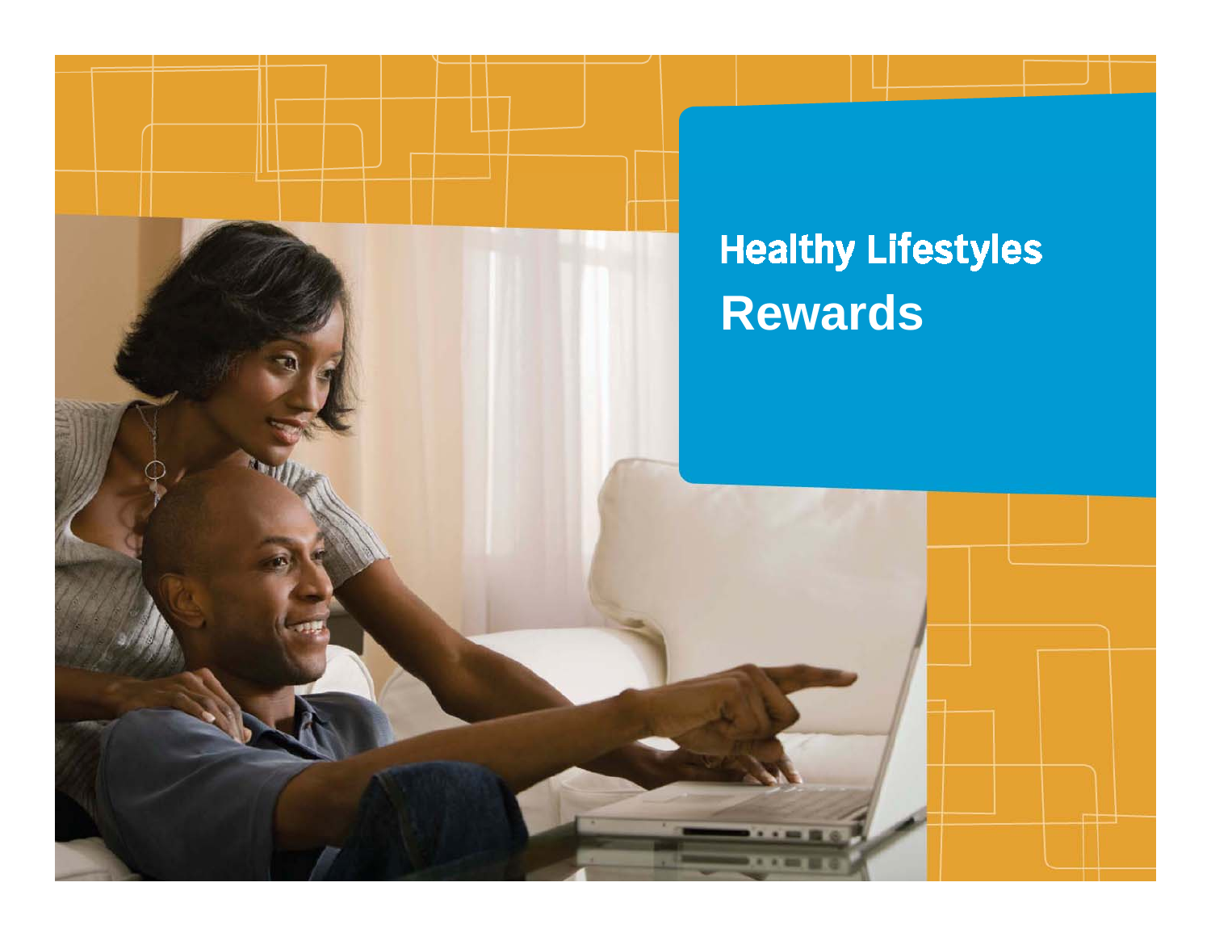# Healthy Lifestyles Rewards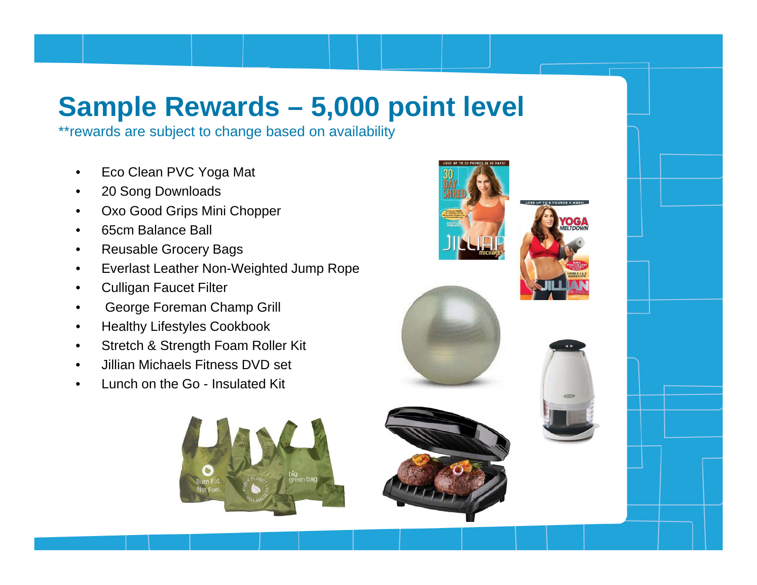# Sample Rewards – 5,000 point level

**rewards are subject to change based on availability

- Eco Clean PVC Yoga Mat
- 20 Song Downloads
- Oxo Good Grips Mini Chopper
- 65cm Balance Ball
- Reusable Grocery Bags
- Everlast Leather Non-Weighted Jump Rope
- Culligan Faucet Filter
- George Foreman Champ Grill
- Healthy Lifestyles Cookbook
- Stretch & Strength Foam Roller Kit
- Jillian Michaels Fitness DVD set
- Lunch on the Go - Insulated Kit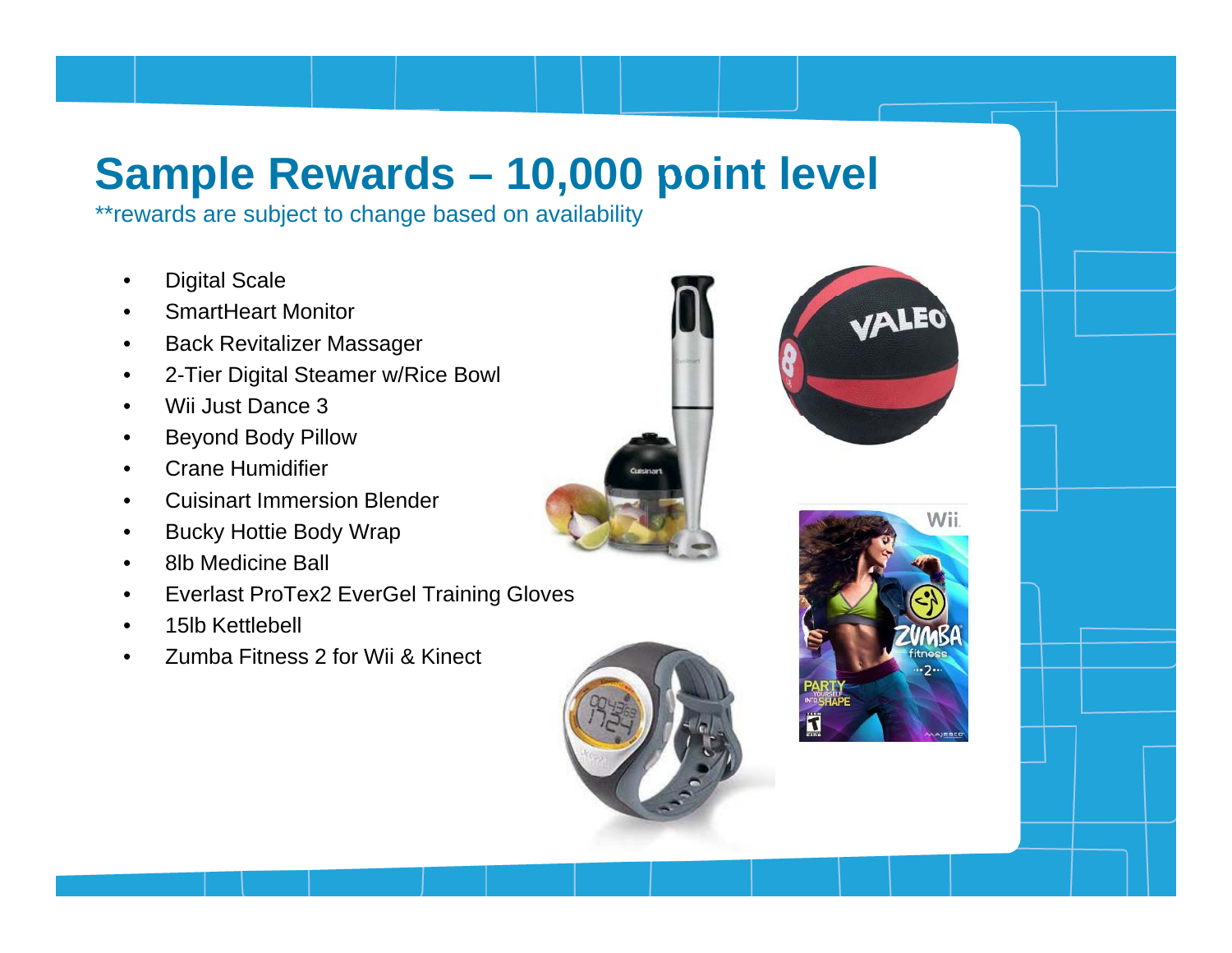# Sample Rewards – 10,000 point level

**rewards are subject to change based on availability

- Digital Scale
- SmartHeart Monitor
- Back Revitalizer Massager
- 2-Tier Digital Steamer w/Rice Bowl
- Wii Just Dance 3
- Beyond Body Pillow
- Crane Humidifier
- Cuisinart Immersion Blender
- Bucky Hottie Body Wrap
- 8lb Medicine Ball
- Everlast ProTex2 EverGel Training Gloves
- 15lb Kettlebell
- Zumba Fitness 2 for Wii & Kinect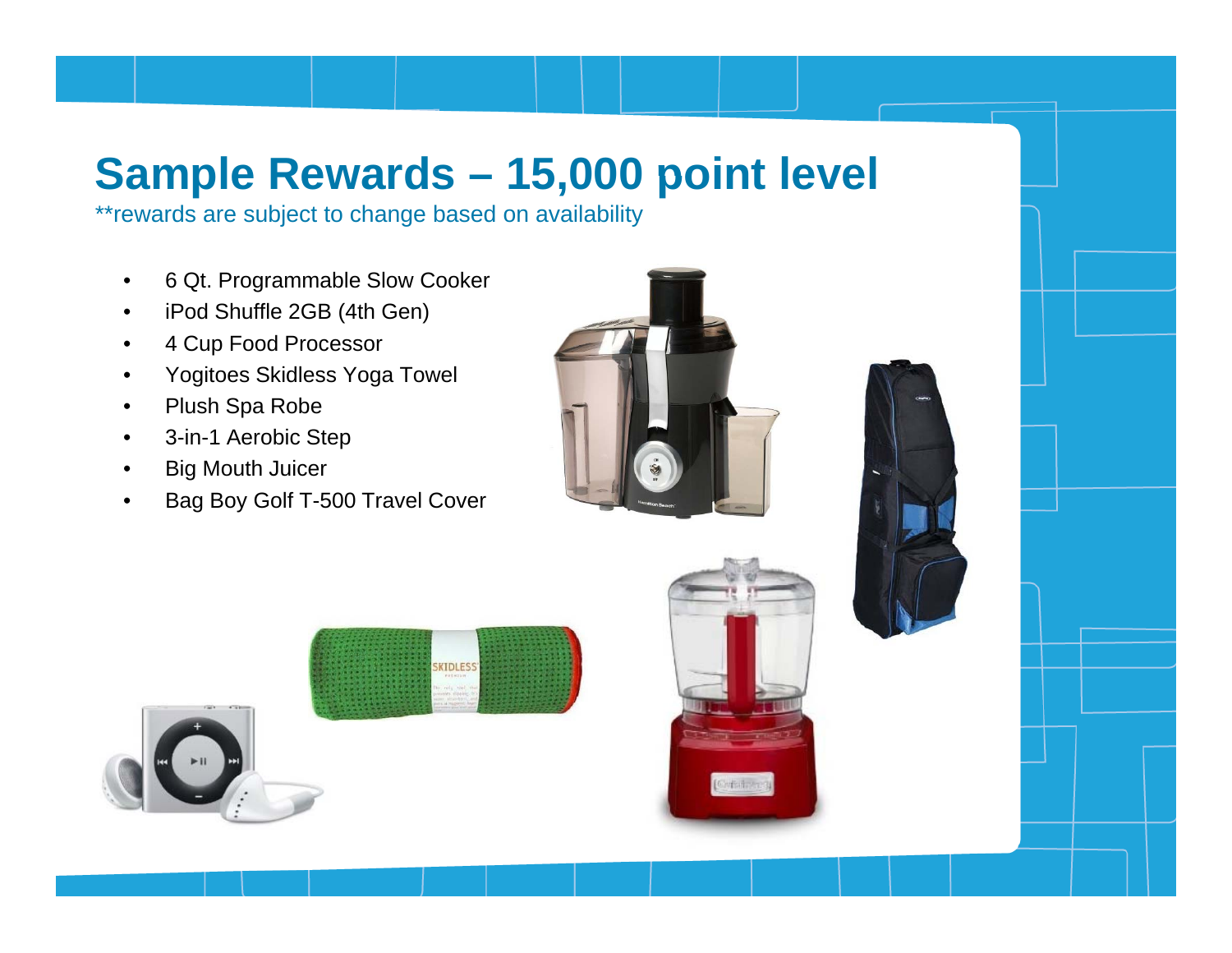# Sample Rewards – 15,000 point level

**rewards are subject to change based on availability

- 6 Qt. Programmable Slow Cooker
- iPod Shuffle 2GB (4th Gen)
- 4 Cup Food Processor
- Yogitoes Skidless Yoga Towel
- Plush Spa Robe
- 3-in-1 Aerobic Step
- Big Mouth Juicer
- Bag Boy Golf T-500 Travel Cover